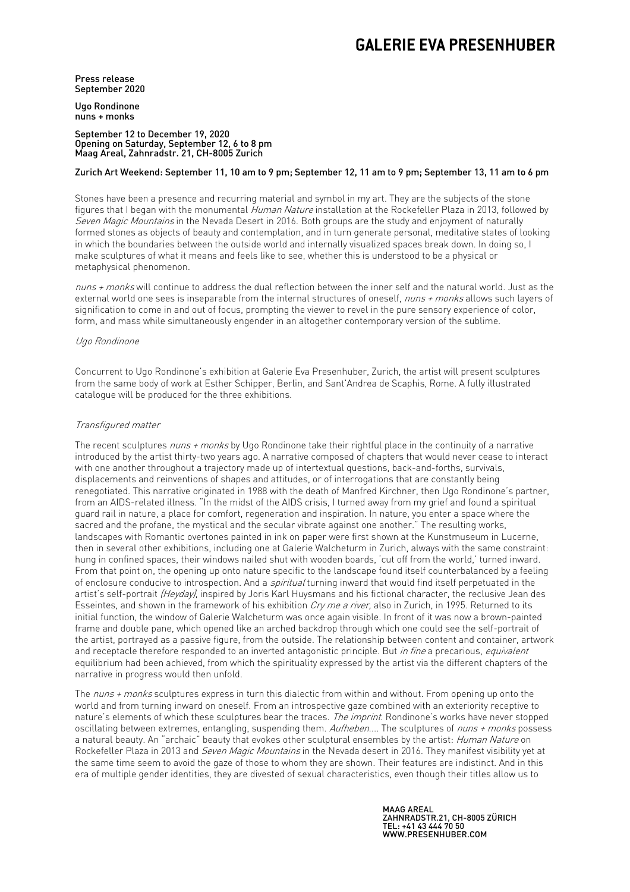# GALERIE EVA PRESENHUBER

Press release
September 2020

Ugo Rondinone
nuns + monks

September 12 to December 19, 2020
Opening on Saturday, September 12, 6 to 8 pm
Maag Areal, Zahnradstr. 21, CH-8005 Zurich

Zurich Art Weekend: September 11, 10 am to 9 pm; September 12, 11 am to 9 pm; September 13, 11 am to 6 pm

Stones have been a presence and recurring material and symbol in my art. They are the subjects of the stone figures that I began with the monumental *Human Nature* installation at the Rockefeller Plaza in 2013, followed by *Seven Magic Mountains* in the Nevada Desert in 2016. Both groups are the study and enjoyment of naturally formed stones as objects of beauty and contemplation, and in turn generate personal, meditative states of looking in which the boundaries between the outside world and internally visualized spaces break down. In doing so, I make sculptures of what it means and feels like to see, whether this is understood to be a physical or metaphysical phenomenon.

*nuns + monks* will continue to address the dual reflection between the inner self and the natural world. Just as the external world one sees is inseparable from the internal structures of oneself, *nuns + monks* allows such layers of signification to come in and out of focus, prompting the viewer to revel in the pure sensory experience of color, form, and mass while simultaneously engender in an altogether contemporary version of the sublime.

*Ugo Rondinone*

Concurrent to Ugo Rondinone's exhibition at Galerie Eva Presenhuber, Zurich, the artist will present sculptures from the same body of work at Esther Schipper, Berlin, and Sant'Andrea de Scaphis, Rome. A fully illustrated catalogue will be produced for the three exhibitions.

*Transfigured matter*

The recent sculptures *nuns + monks* by Ugo Rondinone take their rightful place in the continuity of a narrative introduced by the artist thirty-two years ago. A narrative composed of chapters that would never cease to interact with one another throughout a trajectory made up of intertextual questions, back-and-forths, survivals, displacements and reinventions of shapes and attitudes, or of interrogations that are constantly being renegotiated. This narrative originated in 1988 with the death of Manfred Kirchner, then Ugo Rondinone's partner, from an AIDS-related illness. "In the midst of the AIDS crisis, I turned away from my grief and found a spiritual guard rail in nature, a place for comfort, regeneration and inspiration. In nature, you enter a space where the sacred and the profane, the mystical and the secular vibrate against one another." The resulting works, landscapes with Romantic overtones painted in ink on paper were first shown at the Kunstmuseum in Lucerne, then in several other exhibitions, including one at Galerie Walcheturm in Zurich, always with the same constraint: hung in confined spaces, their windows nailed shut with wooden boards, 'cut off from the world,' turned inward. From that point on, the opening up onto nature specific to the landscape found itself counterbalanced by a feeling of enclosure conducive to introspection. And a *spiritual* turning inward that would find itself perpetuated in the artist's self-portrait *(Heyday)*, inspired by Joris Karl Huysmans and his fictional character, the reclusive Jean des Esseintes, and shown in the framework of his exhibition *Cry me a river*, also in Zurich, in 1995. Returned to its initial function, the window of Galerie Walcheturm was once again visible. In front of it was now a brown-painted frame and double pane, which opened like an arched backdrop through which one could see the self-portrait of the artist, portrayed as a passive figure, from the outside. The relationship between content and container, artwork and receptacle therefore responded to an inverted antagonistic principle. But *in fine* a precarious, *equivalent* equilibrium had been achieved, from which the spirituality expressed by the artist via the different chapters of the narrative in progress would then unfold.

The *nuns + monks* sculptures express in turn this dialectic from within and without. From opening up onto the world and from turning inward on oneself. From an introspective gaze combined with an exteriority receptive to nature's elements of which these sculptures bear the traces. *The imprint*. Rondinone's works have never stopped oscillating between extremes, entangling, suspending them. *Aufheben*.... The sculptures of *nuns + monks* possess a natural beauty. An "archaic" beauty that evokes other sculptural ensembles by the artist: *Human Nature* on Rockefeller Plaza in 2013 and *Seven Magic Mountains* in the Nevada desert in 2016. They manifest visibility yet at the same time seem to avoid the gaze of those to whom they are shown. Their features are indistinct. And in this era of multiple gender identities, they are divested of sexual characteristics, even though their titles allow us to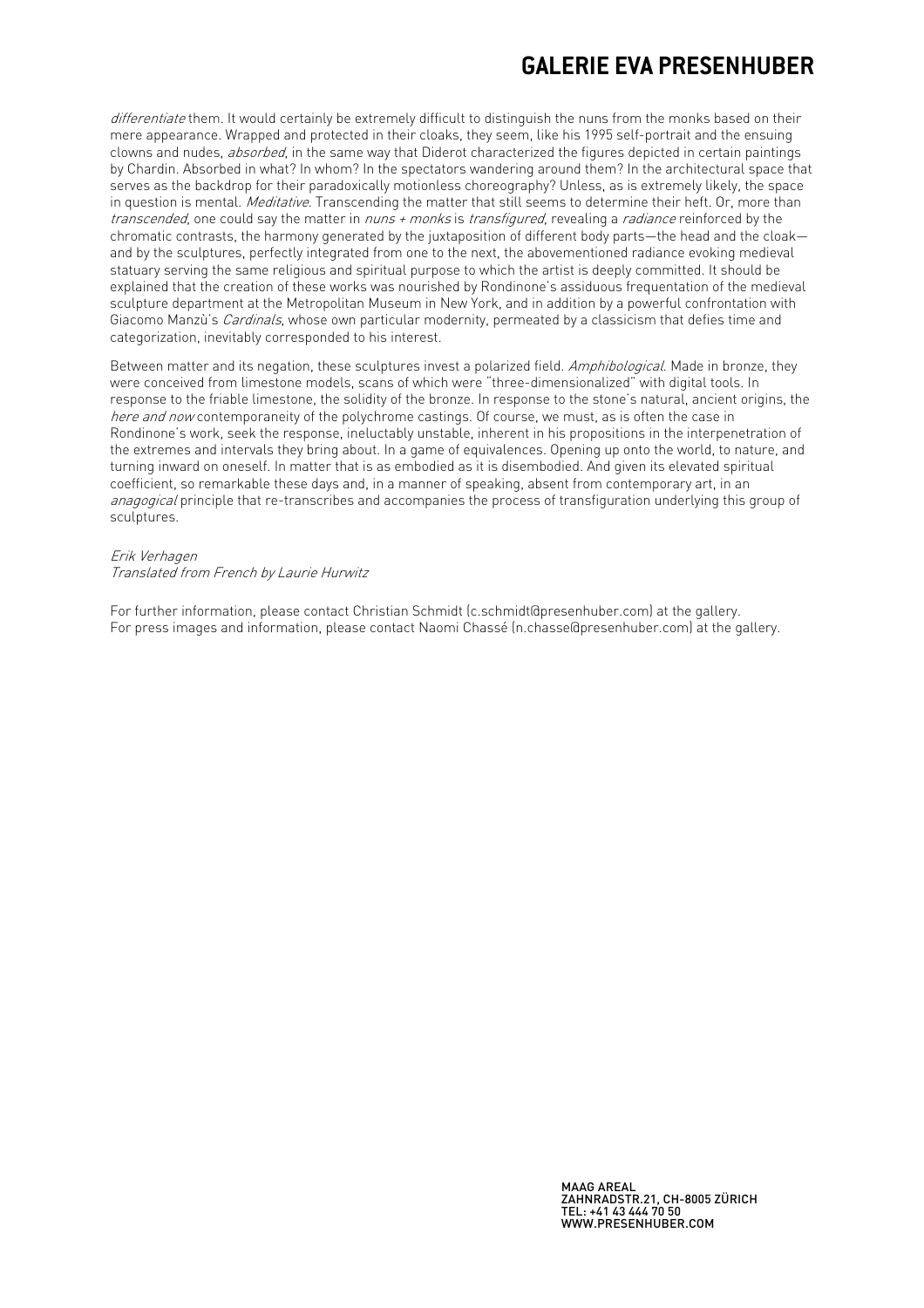*differentiate* them. It would certainly be extremely difficult to distinguish the nuns from the monks based on their mere appearance. Wrapped and protected in their cloaks, they seem, like his 1995 self-portrait and the ensuing clowns and nudes, *absorbed*, in the same way that Diderot characterized the figures depicted in certain paintings by Chardin. Absorbed in what? In whom? In the spectators wandering around them? In the architectural space that serves as the backdrop for their paradoxically motionless choreography? Unless, as is extremely likely, the space in question is mental. *Meditative*. Transcending the matter that still seems to determine their heft. Or, more than *transcended*, one could say the matter in *nuns + monks* is *transfigured*, revealing a *radiance* reinforced by the chromatic contrasts, the harmony generated by the juxtaposition of different body parts—the head and the cloak—and by the sculptures, perfectly integrated from one to the next, the abovementioned radiance evoking medieval statuary serving the same religious and spiritual purpose to which the artist is deeply committed. It should be explained that the creation of these works was nourished by Rondinone's assiduous frequentation of the medieval sculpture department at the Metropolitan Museum in New York, and in addition by a powerful confrontation with Giacomo Manzù's *Cardinals*, whose own particular modernity, permeated by a classicism that defies time and categorization, inevitably corresponded to his interest.

Between matter and its negation, these sculptures invest a polarized field. *Amphibological*. Made in bronze, they were conceived from limestone models, scans of which were "three-dimensionalized" with digital tools. In response to the friable limestone, the solidity of the bronze. In response to the stone's natural, ancient origins, the *here and now* contemporaneity of the polychrome castings. Of course, we must, as is often the case in Rondinone's work, seek the response, ineluctably unstable, inherent in his propositions in the interpenetration of the extremes and intervals they bring about. In a game of equivalences. Opening up onto the world, to nature, and turning inward on oneself. In matter that is as embodied as it is disembodied. And given its elevated spiritual coefficient, so remarkable these days and, in a manner of speaking, absent from contemporary art, in an *anagogical* principle that re-transcribes and accompanies the process of transfiguration underlying this group of sculptures.

*Erik Verhagen*
*Translated from French by Laurie Hurwitz*

For further information, please contact Christian Schmidt (c.schmidt@presenhuber.com) at the gallery.
For press images and information, please contact Naomi Chassé (n.chasse@presenhuber.com) at the gallery.